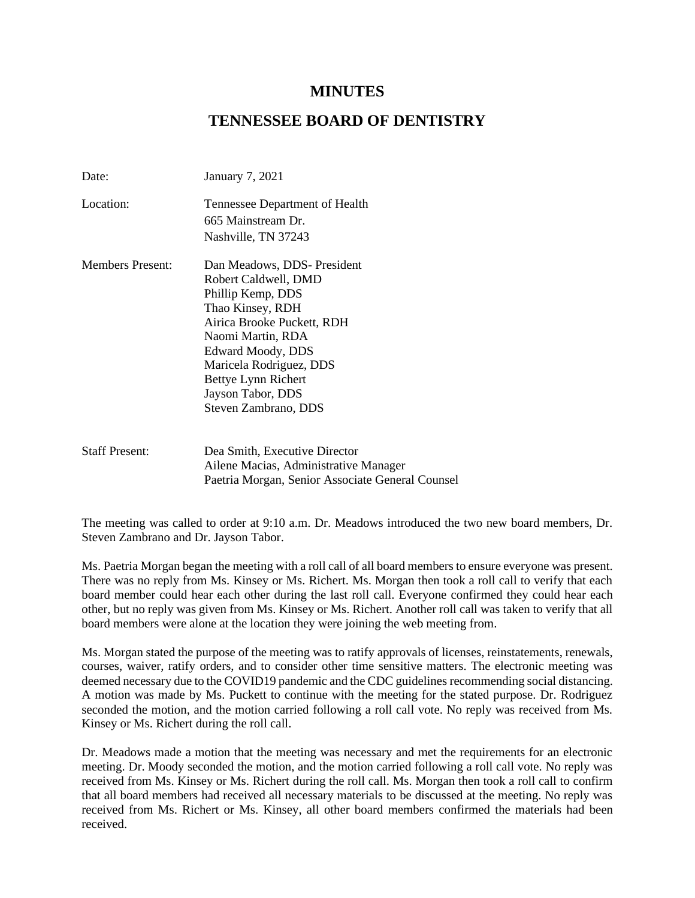# MINUTES

# TENNESSEE BOARD OF DENTISTRY

Date: January 7, 2021

Location: Tennessee Department of Health
665 Mainstream Dr.
Nashville, TN 37243

Members Present: Dan Meadows, DDS- President
Robert Caldwell, DMD
Phillip Kemp, DDS
Thao Kinsey, RDH
Airica Brooke Puckett, RDH
Naomi Martin, RDA
Edward Moody, DDS
Maricela Rodriguez, DDS
Bettye Lynn Richert
Jayson Tabor, DDS
Steven Zambrano, DDS

Staff Present: Dea Smith, Executive Director
Ailene Macias, Administrative Manager
Paetria Morgan, Senior Associate General Counsel

The meeting was called to order at 9:10 a.m. Dr. Meadows introduced the two new board members, Dr. Steven Zambrano and Dr. Jayson Tabor.

Ms. Paetria Morgan began the meeting with a roll call of all board members to ensure everyone was present. There was no reply from Ms. Kinsey or Ms. Richert. Ms. Morgan then took a roll call to verify that each board member could hear each other during the last roll call. Everyone confirmed they could hear each other, but no reply was given from Ms. Kinsey or Ms. Richert. Another roll call was taken to verify that all board members were alone at the location they were joining the web meeting from.

Ms. Morgan stated the purpose of the meeting was to ratify approvals of licenses, reinstatements, renewals, courses, waiver, ratify orders, and to consider other time sensitive matters. The electronic meeting was deemed necessary due to the COVID19 pandemic and the CDC guidelines recommending social distancing. A motion was made by Ms. Puckett to continue with the meeting for the stated purpose. Dr. Rodriguez seconded the motion, and the motion carried following a roll call vote. No reply was received from Ms. Kinsey or Ms. Richert during the roll call.

Dr. Meadows made a motion that the meeting was necessary and met the requirements for an electronic meeting. Dr. Moody seconded the motion, and the motion carried following a roll call vote. No reply was received from Ms. Kinsey or Ms. Richert during the roll call. Ms. Morgan then took a roll call to confirm that all board members had received all necessary materials to be discussed at the meeting. No reply was received from Ms. Richert or Ms. Kinsey, all other board members confirmed the materials had been received.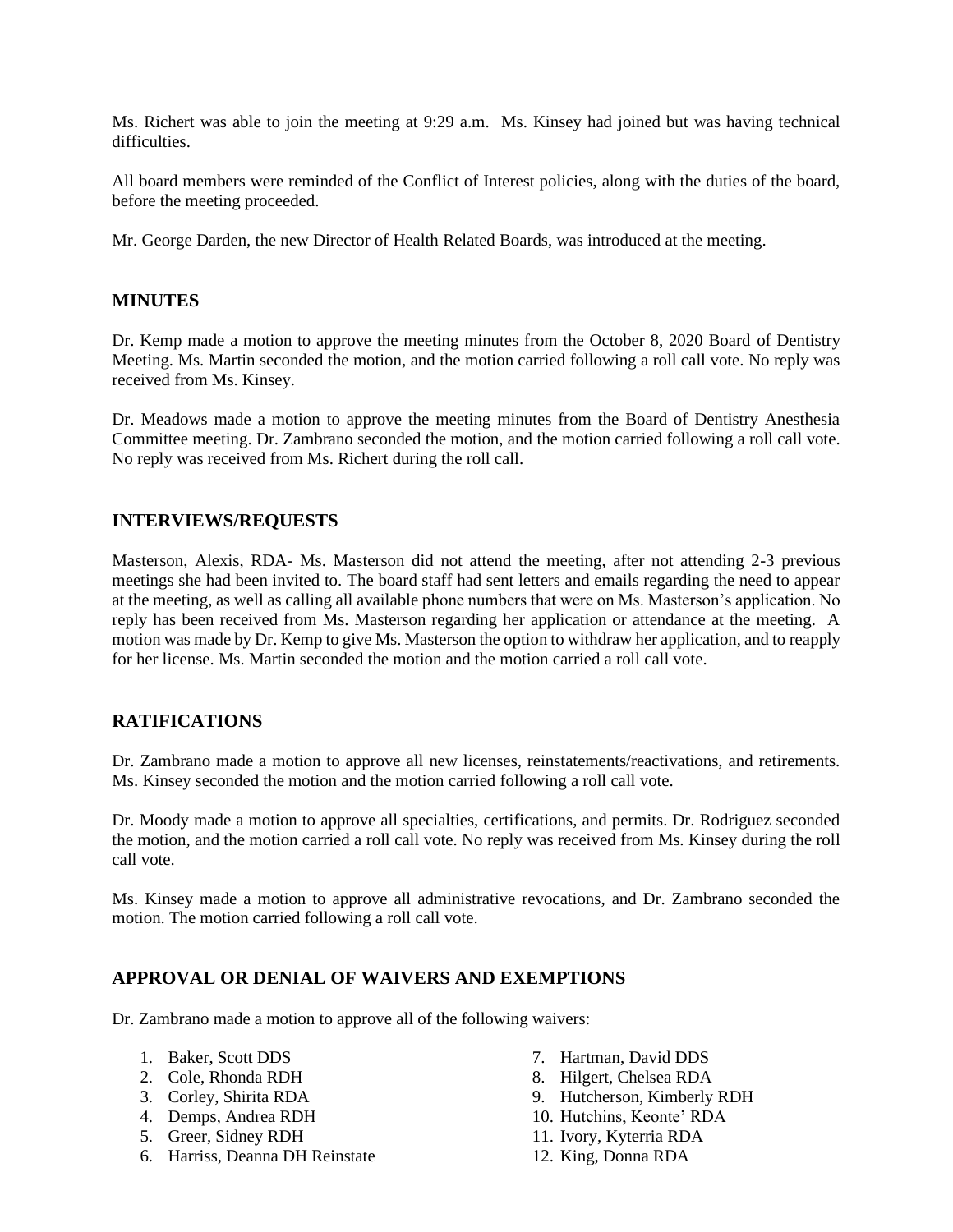Ms. Richert was able to join the meeting at 9:29 a.m. Ms. Kinsey had joined but was having technical difficulties.

All board members were reminded of the Conflict of Interest policies, along with the duties of the board, before the meeting proceeded.

Mr. George Darden, the new Director of Health Related Boards, was introduced at the meeting.

## MINUTES

Dr. Kemp made a motion to approve the meeting minutes from the October 8, 2020 Board of Dentistry Meeting. Ms. Martin seconded the motion, and the motion carried following a roll call vote. No reply was received from Ms. Kinsey.

Dr. Meadows made a motion to approve the meeting minutes from the Board of Dentistry Anesthesia Committee meeting. Dr. Zambrano seconded the motion, and the motion carried following a roll call vote. No reply was received from Ms. Richert during the roll call.

## INTERVIEWS/REQUESTS

Masterson, Alexis, RDA- Ms. Masterson did not attend the meeting, after not attending 2-3 previous meetings she had been invited to. The board staff had sent letters and emails regarding the need to appear at the meeting, as well as calling all available phone numbers that were on Ms. Masterson's application. No reply has been received from Ms. Masterson regarding her application or attendance at the meeting. A motion was made by Dr. Kemp to give Ms. Masterson the option to withdraw her application, and to reapply for her license. Ms. Martin seconded the motion and the motion carried a roll call vote.

## RATIFICATIONS

Dr. Zambrano made a motion to approve all new licenses, reinstatements/reactivations, and retirements. Ms. Kinsey seconded the motion and the motion carried following a roll call vote.

Dr. Moody made a motion to approve all specialties, certifications, and permits. Dr. Rodriguez seconded the motion, and the motion carried a roll call vote. No reply was received from Ms. Kinsey during the roll call vote.

Ms. Kinsey made a motion to approve all administrative revocations, and Dr. Zambrano seconded the motion. The motion carried following a roll call vote.

## APPROVAL OR DENIAL OF WAIVERS AND EXEMPTIONS

Dr. Zambrano made a motion to approve all of the following waivers:

1. Baker, Scott DDS
2. Cole, Rhonda RDH
3. Corley, Shirita RDA
4. Demps, Andrea RDH
5. Greer, Sidney RDH
6. Harriss, Deanna DH Reinstate
7. Hartman, David DDS
8. Hilgert, Chelsea RDA
9. Hutcherson, Kimberly RDH
10. Hutchins, Keonte' RDA
11. Ivory, Kyterria RDA
12. King, Donna RDA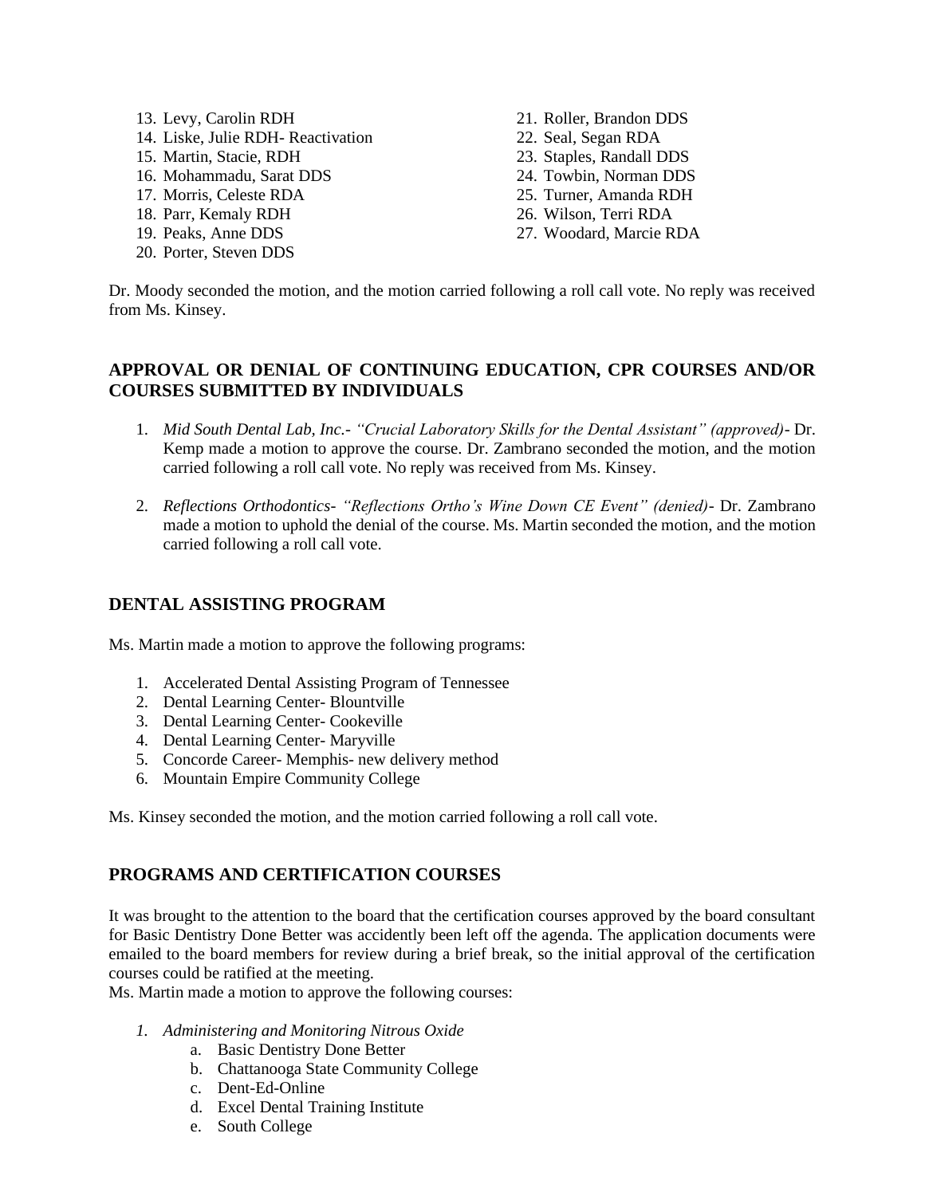13. Levy, Carolin RDH
14. Liske, Julie RDH- Reactivation
15. Martin, Stacie, RDH
16. Mohammadu, Sarat DDS
17. Morris, Celeste RDA
18. Parr, Kemaly RDH
19. Peaks, Anne DDS
20. Porter, Steven DDS
21. Roller, Brandon DDS
22. Seal, Segan RDA
23. Staples, Randall DDS
24. Towbin, Norman DDS
25. Turner, Amanda RDH
26. Wilson, Terri RDA
27. Woodard, Marcie RDA

Dr. Moody seconded the motion, and the motion carried following a roll call vote. No reply was received from Ms. Kinsey.

## APPROVAL OR DENIAL OF CONTINUING EDUCATION, CPR COURSES AND/OR COURSES SUBMITTED BY INDIVIDUALS

1. *Mid South Dental Lab, Inc.- "Crucial Laboratory Skills for the Dental Assistant" (approved)*- Dr. Kemp made a motion to approve the course. Dr. Zambrano seconded the motion, and the motion carried following a roll call vote. No reply was received from Ms. Kinsey.

2. *Reflections Orthodontics- "Reflections Ortho's Wine Down CE Event" (denied)*- Dr. Zambrano made a motion to uphold the denial of the course. Ms. Martin seconded the motion, and the motion carried following a roll call vote.

## DENTAL ASSISTING PROGRAM

Ms. Martin made a motion to approve the following programs:

1. Accelerated Dental Assisting Program of Tennessee
2. Dental Learning Center- Blountville
3. Dental Learning Center- Cookeville
4. Dental Learning Center- Maryville
5. Concorde Career- Memphis- new delivery method
6. Mountain Empire Community College

Ms. Kinsey seconded the motion, and the motion carried following a roll call vote.

## PROGRAMS AND CERTIFICATION COURSES

It was brought to the attention to the board that the certification courses approved by the board consultant for Basic Dentistry Done Better was accidently been left off the agenda. The application documents were emailed to the board members for review during a brief break, so the initial approval of the certification courses could be ratified at the meeting.
Ms. Martin made a motion to approve the following courses:

1. *Administering and Monitoring Nitrous Oxide*
   a. Basic Dentistry Done Better
   b. Chattanooga State Community College
   c. Dent-Ed-Online
   d. Excel Dental Training Institute
   e. South College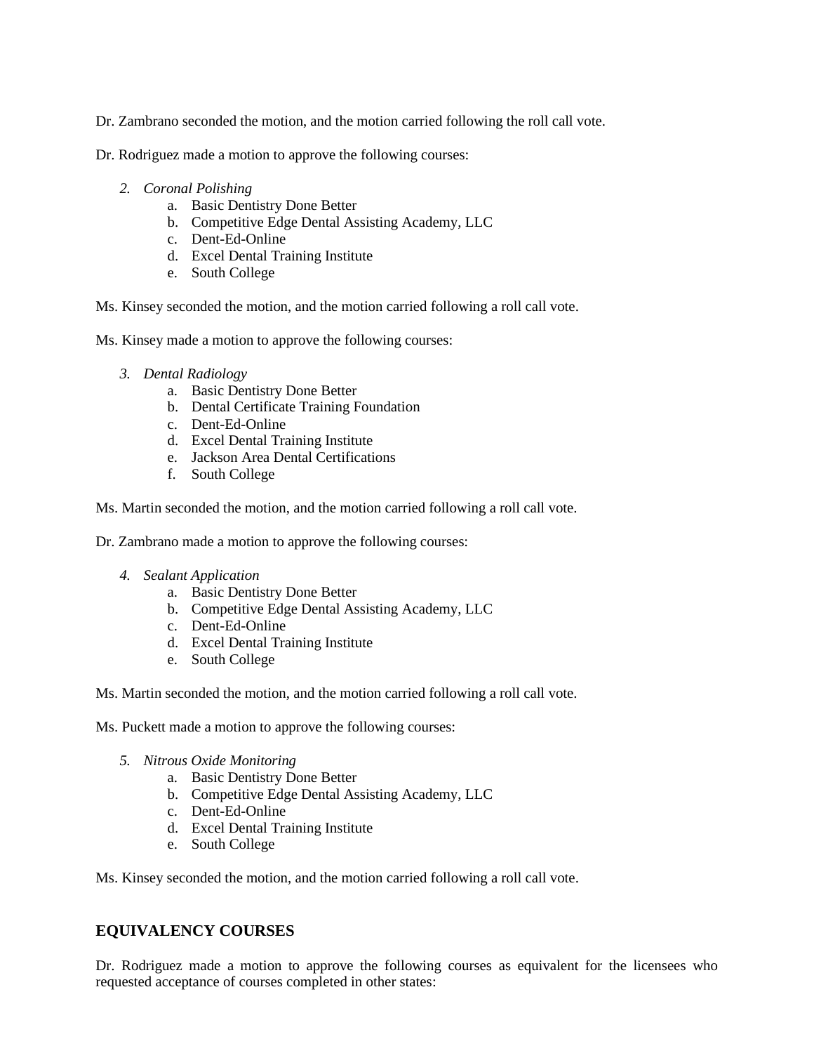Dr. Zambrano seconded the motion, and the motion carried following the roll call vote.

Dr. Rodriguez made a motion to approve the following courses:

2. *Coronal Polishing*
    a. Basic Dentistry Done Better
    b. Competitive Edge Dental Assisting Academy, LLC
    c. Dent-Ed-Online
    d. Excel Dental Training Institute
    e. South College

Ms. Kinsey seconded the motion, and the motion carried following a roll call vote.

Ms. Kinsey made a motion to approve the following courses:

3. *Dental Radiology*
    a. Basic Dentistry Done Better
    b. Dental Certificate Training Foundation
    c. Dent-Ed-Online
    d. Excel Dental Training Institute
    e. Jackson Area Dental Certifications
    f. South College

Ms. Martin seconded the motion, and the motion carried following a roll call vote.

Dr. Zambrano made a motion to approve the following courses:

4. *Sealant Application*
    a. Basic Dentistry Done Better
    b. Competitive Edge Dental Assisting Academy, LLC
    c. Dent-Ed-Online
    d. Excel Dental Training Institute
    e. South College

Ms. Martin seconded the motion, and the motion carried following a roll call vote.

Ms. Puckett made a motion to approve the following courses:

5. *Nitrous Oxide Monitoring*
    a. Basic Dentistry Done Better
    b. Competitive Edge Dental Assisting Academy, LLC
    c. Dent-Ed-Online
    d. Excel Dental Training Institute
    e. South College

Ms. Kinsey seconded the motion, and the motion carried following a roll call vote.

## EQUIVALENCY COURSES

Dr. Rodriguez made a motion to approve the following courses as equivalent for the licensees who requested acceptance of courses completed in other states: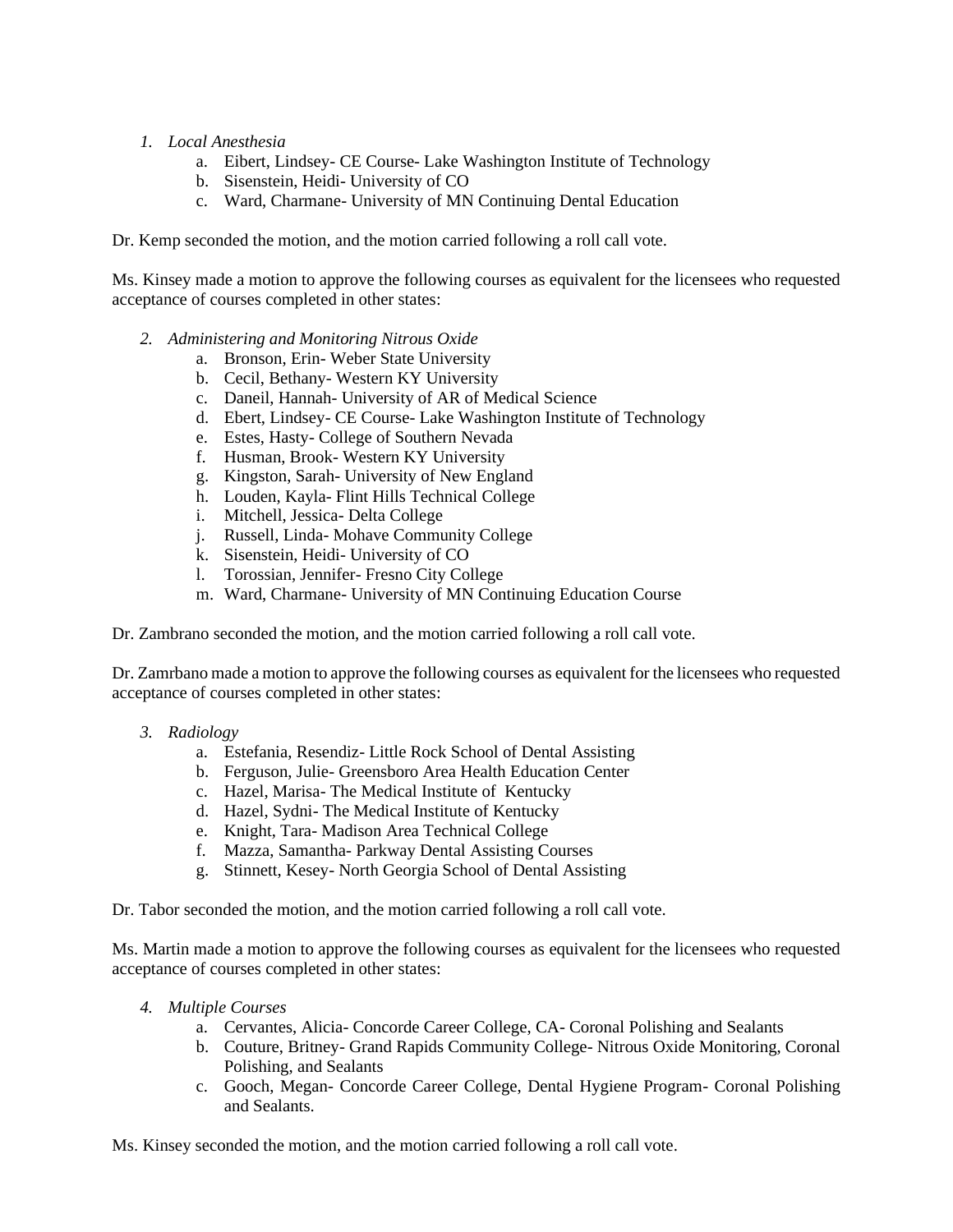1. *Local Anesthesia*
    a. Eibert, Lindsey- CE Course- Lake Washington Institute of Technology
    b. Sisenstein, Heidi- University of CO
    c. Ward, Charmane- University of MN Continuing Dental Education

Dr. Kemp seconded the motion, and the motion carried following a roll call vote.

Ms. Kinsey made a motion to approve the following courses as equivalent for the licensees who requested acceptance of courses completed in other states:

2. *Administering and Monitoring Nitrous Oxide*
    a. Bronson, Erin- Weber State University
    b. Cecil, Bethany- Western KY University
    c. Daneil, Hannah- University of AR of Medical Science
    d. Ebert, Lindsey- CE Course- Lake Washington Institute of Technology
    e. Estes, Hasty- College of Southern Nevada
    f. Husman, Brook- Western KY University
    g. Kingston, Sarah- University of New England
    h. Louden, Kayla- Flint Hills Technical College
    i. Mitchell, Jessica- Delta College
    j. Russell, Linda- Mohave Community College
    k. Sisenstein, Heidi- University of CO
    l. Torossian, Jennifer- Fresno City College
    m. Ward, Charmane- University of MN Continuing Education Course

Dr. Zambrano seconded the motion, and the motion carried following a roll call vote.

Dr. Zamrbano made a motion to approve the following courses as equivalent for the licensees who requested acceptance of courses completed in other states:

3. *Radiology*
    a. Estefania, Resendiz- Little Rock School of Dental Assisting
    b. Ferguson, Julie- Greensboro Area Health Education Center
    c. Hazel, Marisa- The Medical Institute of Kentucky
    d. Hazel, Sydni- The Medical Institute of Kentucky
    e. Knight, Tara- Madison Area Technical College
    f. Mazza, Samantha- Parkway Dental Assisting Courses
    g. Stinnett, Kesey- North Georgia School of Dental Assisting

Dr. Tabor seconded the motion, and the motion carried following a roll call vote.

Ms. Martin made a motion to approve the following courses as equivalent for the licensees who requested acceptance of courses completed in other states:

4. *Multiple Courses*
    a. Cervantes, Alicia- Concorde Career College, CA- Coronal Polishing and Sealants
    b. Couture, Britney- Grand Rapids Community College- Nitrous Oxide Monitoring, Coronal Polishing, and Sealants
    c. Gooch, Megan- Concorde Career College, Dental Hygiene Program- Coronal Polishing and Sealants.

Ms. Kinsey seconded the motion, and the motion carried following a roll call vote.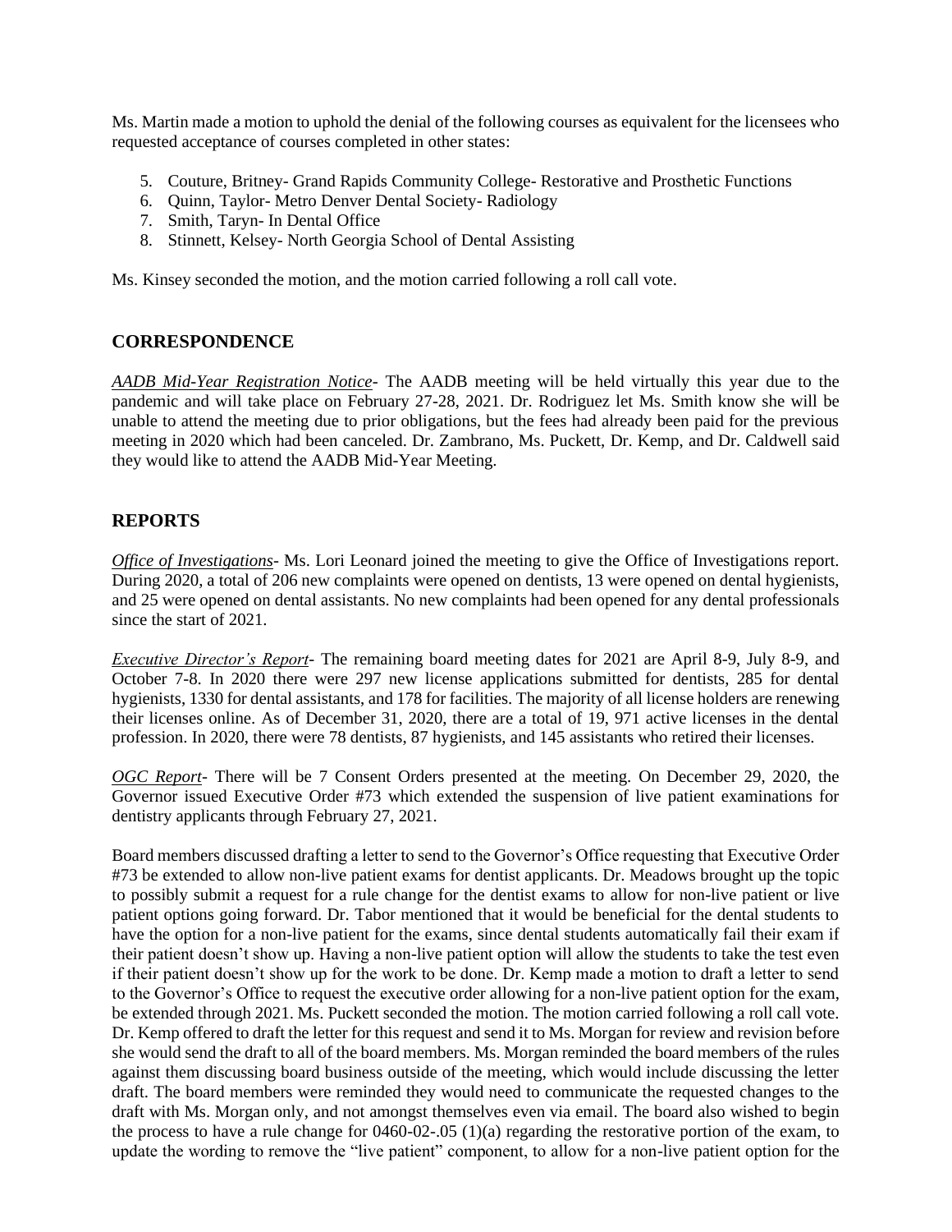Ms. Martin made a motion to uphold the denial of the following courses as equivalent for the licensees who requested acceptance of courses completed in other states:

5. Couture, Britney- Grand Rapids Community College- Restorative and Prosthetic Functions
6. Quinn, Taylor- Metro Denver Dental Society- Radiology
7. Smith, Taryn- In Dental Office
8. Stinnett, Kelsey- North Georgia School of Dental Assisting

Ms. Kinsey seconded the motion, and the motion carried following a roll call vote.

## CORRESPONDENCE

*AADB Mid-Year Registration Notice*- The AADB meeting will be held virtually this year due to the pandemic and will take place on February 27-28, 2021. Dr. Rodriguez let Ms. Smith know she will be unable to attend the meeting due to prior obligations, but the fees had already been paid for the previous meeting in 2020 which had been canceled. Dr. Zambrano, Ms. Puckett, Dr. Kemp, and Dr. Caldwell said they would like to attend the AADB Mid-Year Meeting.

## REPORTS

*Office of Investigations*- Ms. Lori Leonard joined the meeting to give the Office of Investigations report. During 2020, a total of 206 new complaints were opened on dentists, 13 were opened on dental hygienists, and 25 were opened on dental assistants. No new complaints had been opened for any dental professionals since the start of 2021.

*Executive Director's Report*- The remaining board meeting dates for 2021 are April 8-9, July 8-9, and October 7-8. In 2020 there were 297 new license applications submitted for dentists, 285 for dental hygienists, 1330 for dental assistants, and 178 for facilities. The majority of all license holders are renewing their licenses online. As of December 31, 2020, there are a total of 19, 971 active licenses in the dental profession. In 2020, there were 78 dentists, 87 hygienists, and 145 assistants who retired their licenses.

*OGC Report*- There will be 7 Consent Orders presented at the meeting. On December 29, 2020, the Governor issued Executive Order #73 which extended the suspension of live patient examinations for dentistry applicants through February 27, 2021.

Board members discussed drafting a letter to send to the Governor's Office requesting that Executive Order #73 be extended to allow non-live patient exams for dentist applicants. Dr. Meadows brought up the topic to possibly submit a request for a rule change for the dentist exams to allow for non-live patient or live patient options going forward. Dr. Tabor mentioned that it would be beneficial for the dental students to have the option for a non-live patient for the exams, since dental students automatically fail their exam if their patient doesn't show up. Having a non-live patient option will allow the students to take the test even if their patient doesn't show up for the work to be done. Dr. Kemp made a motion to draft a letter to send to the Governor's Office to request the executive order allowing for a non-live patient option for the exam, be extended through 2021. Ms. Puckett seconded the motion. The motion carried following a roll call vote. Dr. Kemp offered to draft the letter for this request and send it to Ms. Morgan for review and revision before she would send the draft to all of the board members. Ms. Morgan reminded the board members of the rules against them discussing board business outside of the meeting, which would include discussing the letter draft. The board members were reminded they would need to communicate the requested changes to the draft with Ms. Morgan only, and not amongst themselves even via email. The board also wished to begin the process to have a rule change for 0460-02-.05 (1)(a) regarding the restorative portion of the exam, to update the wording to remove the "live patient" component, to allow for a non-live patient option for the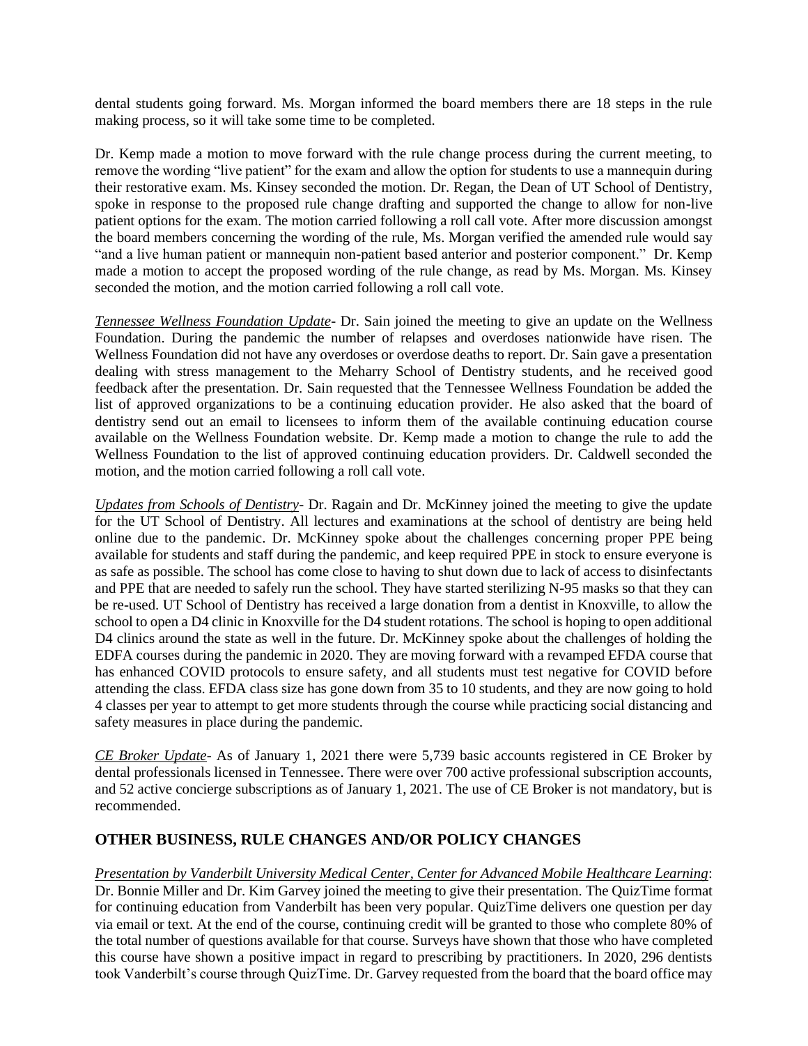dental students going forward. Ms. Morgan informed the board members there are 18 steps in the rule making process, so it will take some time to be completed.

Dr. Kemp made a motion to move forward with the rule change process during the current meeting, to remove the wording "live patient" for the exam and allow the option for students to use a mannequin during their restorative exam. Ms. Kinsey seconded the motion. Dr. Regan, the Dean of UT School of Dentistry, spoke in response to the proposed rule change drafting and supported the change to allow for non-live patient options for the exam. The motion carried following a roll call vote. After more discussion amongst the board members concerning the wording of the rule, Ms. Morgan verified the amended rule would say "and a live human patient or mannequin non-patient based anterior and posterior component." Dr. Kemp made a motion to accept the proposed wording of the rule change, as read by Ms. Morgan. Ms. Kinsey seconded the motion, and the motion carried following a roll call vote.

*Tennessee Wellness Foundation Update*- Dr. Sain joined the meeting to give an update on the Wellness Foundation. During the pandemic the number of relapses and overdoses nationwide have risen. The Wellness Foundation did not have any overdoses or overdose deaths to report. Dr. Sain gave a presentation dealing with stress management to the Meharry School of Dentistry students, and he received good feedback after the presentation. Dr. Sain requested that the Tennessee Wellness Foundation be added the list of approved organizations to be a continuing education provider. He also asked that the board of dentistry send out an email to licensees to inform them of the available continuing education course available on the Wellness Foundation website. Dr. Kemp made a motion to change the rule to add the Wellness Foundation to the list of approved continuing education providers. Dr. Caldwell seconded the motion, and the motion carried following a roll call vote.

*Updates from Schools of Dentistry*- Dr. Ragain and Dr. McKinney joined the meeting to give the update for the UT School of Dentistry. All lectures and examinations at the school of dentistry are being held online due to the pandemic. Dr. McKinney spoke about the challenges concerning proper PPE being available for students and staff during the pandemic, and keep required PPE in stock to ensure everyone is as safe as possible. The school has come close to having to shut down due to lack of access to disinfectants and PPE that are needed to safely run the school. They have started sterilizing N-95 masks so that they can be re-used. UT School of Dentistry has received a large donation from a dentist in Knoxville, to allow the school to open a D4 clinic in Knoxville for the D4 student rotations. The school is hoping to open additional D4 clinics around the state as well in the future. Dr. McKinney spoke about the challenges of holding the EDFA courses during the pandemic in 2020. They are moving forward with a revamped EFDA course that has enhanced COVID protocols to ensure safety, and all students must test negative for COVID before attending the class. EFDA class size has gone down from 35 to 10 students, and they are now going to hold 4 classes per year to attempt to get more students through the course while practicing social distancing and safety measures in place during the pandemic.

*CE Broker Update*- As of January 1, 2021 there were 5,739 basic accounts registered in CE Broker by dental professionals licensed in Tennessee. There were over 700 active professional subscription accounts, and 52 active concierge subscriptions as of January 1, 2021. The use of CE Broker is not mandatory, but is recommended.

## OTHER BUSINESS, RULE CHANGES AND/OR POLICY CHANGES

*Presentation by Vanderbilt University Medical Center, Center for Advanced Mobile Healthcare Learning*: Dr. Bonnie Miller and Dr. Kim Garvey joined the meeting to give their presentation. The QuizTime format for continuing education from Vanderbilt has been very popular. QuizTime delivers one question per day via email or text. At the end of the course, continuing credit will be granted to those who complete 80% of the total number of questions available for that course. Surveys have shown that those who have completed this course have shown a positive impact in regard to prescribing by practitioners. In 2020, 296 dentists took Vanderbilt's course through QuizTime. Dr. Garvey requested from the board that the board office may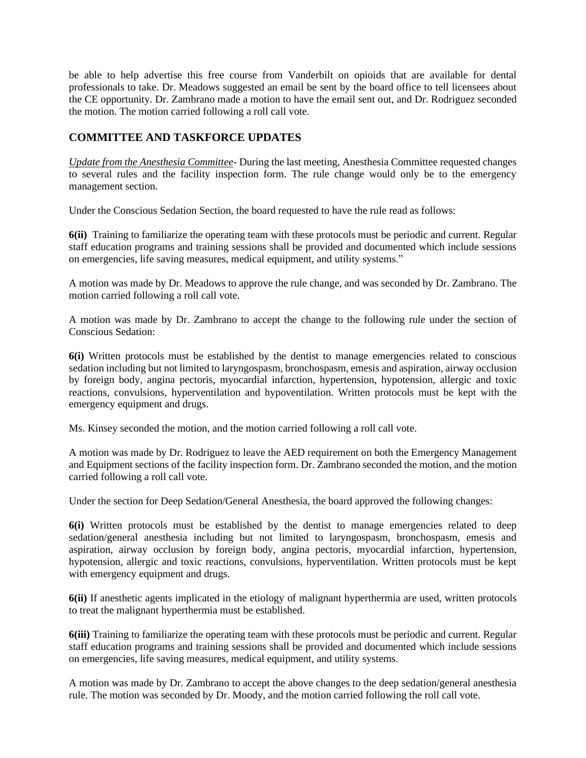be able to help advertise this free course from Vanderbilt on opioids that are available for dental professionals to take. Dr. Meadows suggested an email be sent by the board office to tell licensees about the CE opportunity. Dr. Zambrano made a motion to have the email sent out, and Dr. Rodriguez seconded the motion. The motion carried following a roll call vote.

## COMMITTEE AND TASKFORCE UPDATES

*Update from the Anesthesia Committee*- During the last meeting, Anesthesia Committee requested changes to several rules and the facility inspection form. The rule change would only be to the emergency management section.

Under the Conscious Sedation Section, the board requested to have the rule read as follows:

**6(ii)** Training to familiarize the operating team with these protocols must be periodic and current. Regular staff education programs and training sessions shall be provided and documented which include sessions on emergencies, life saving measures, medical equipment, and utility systems."

A motion was made by Dr. Meadows to approve the rule change, and was seconded by Dr. Zambrano. The motion carried following a roll call vote.

A motion was made by Dr. Zambrano to accept the change to the following rule under the section of Conscious Sedation:

**6(i)** Written protocols must be established by the dentist to manage emergencies related to conscious sedation including but not limited to laryngospasm, bronchospasm, emesis and aspiration, airway occlusion by foreign body, angina pectoris, myocardial infarction, hypertension, hypotension, allergic and toxic reactions, convulsions, hyperventilation and hypoventilation. Written protocols must be kept with the emergency equipment and drugs.

Ms. Kinsey seconded the motion, and the motion carried following a roll call vote.

A motion was made by Dr. Rodriguez to leave the AED requirement on both the Emergency Management and Equipment sections of the facility inspection form. Dr. Zambrano seconded the motion, and the motion carried following a roll call vote.

Under the section for Deep Sedation/General Anesthesia, the board approved the following changes:

**6(i)** Written protocols must be established by the dentist to manage emergencies related to deep sedation/general anesthesia including but not limited to laryngospasm, bronchospasm, emesis and aspiration, airway occlusion by foreign body, angina pectoris, myocardial infarction, hypertension, hypotension, allergic and toxic reactions, convulsions, hyperventilation. Written protocols must be kept with emergency equipment and drugs.

**6(ii)** If anesthetic agents implicated in the etiology of malignant hyperthermia are used, written protocols to treat the malignant hyperthermia must be established.

**6(iii)** Training to familiarize the operating team with these protocols must be periodic and current. Regular staff education programs and training sessions shall be provided and documented which include sessions on emergencies, life saving measures, medical equipment, and utility systems.

A motion was made by Dr. Zambrano to accept the above changes to the deep sedation/general anesthesia rule. The motion was seconded by Dr. Moody, and the motion carried following the roll call vote.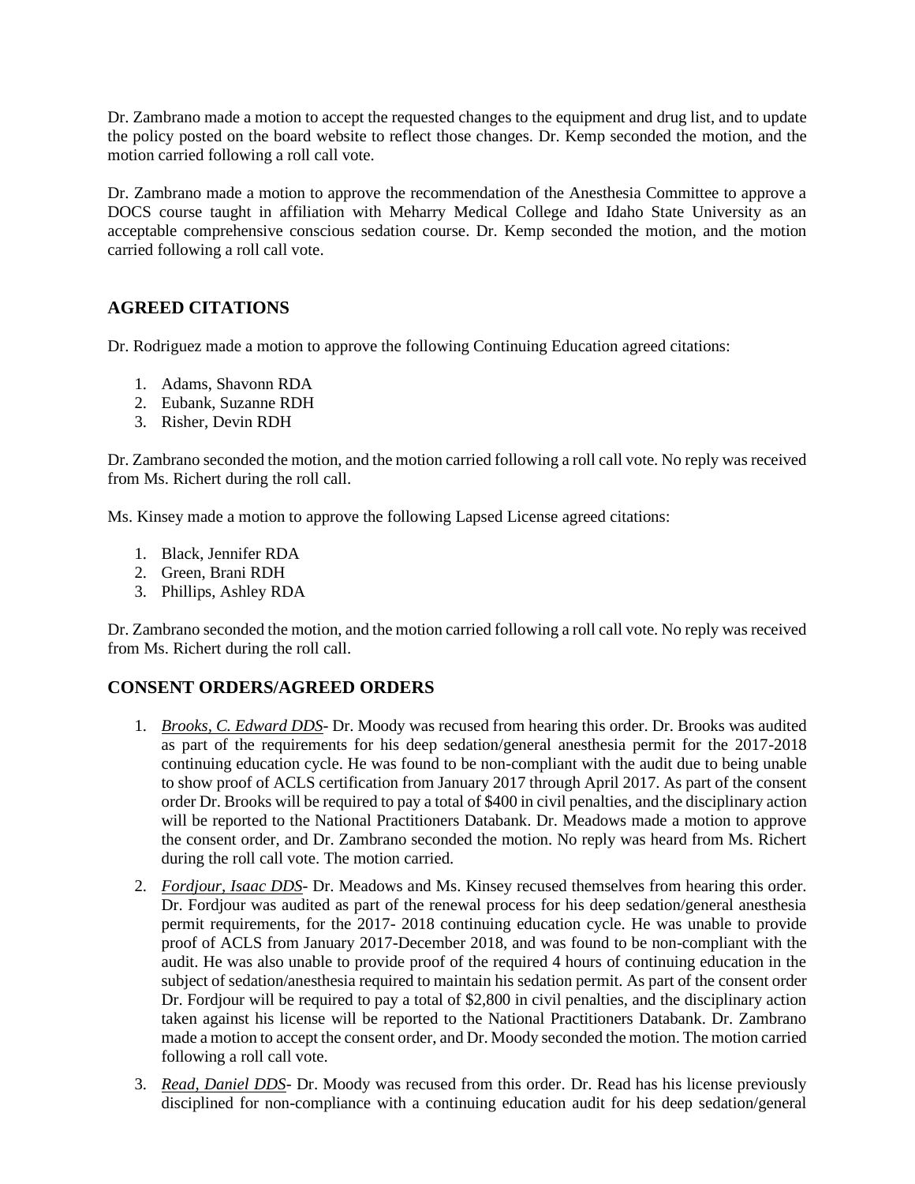Dr. Zambrano made a motion to accept the requested changes to the equipment and drug list, and to update the policy posted on the board website to reflect those changes. Dr. Kemp seconded the motion, and the motion carried following a roll call vote.

Dr. Zambrano made a motion to approve the recommendation of the Anesthesia Committee to approve a DOCS course taught in affiliation with Meharry Medical College and Idaho State University as an acceptable comprehensive conscious sedation course. Dr. Kemp seconded the motion, and the motion carried following a roll call vote.

## AGREED CITATIONS

Dr. Rodriguez made a motion to approve the following Continuing Education agreed citations:

1. Adams, Shavonn RDA
2. Eubank, Suzanne RDH
3. Risher, Devin RDH

Dr. Zambrano seconded the motion, and the motion carried following a roll call vote. No reply was received from Ms. Richert during the roll call.

Ms. Kinsey made a motion to approve the following Lapsed License agreed citations:

1. Black, Jennifer RDA
2. Green, Brani RDH
3. Phillips, Ashley RDA

Dr. Zambrano seconded the motion, and the motion carried following a roll call vote. No reply was received from Ms. Richert during the roll call.

## CONSENT ORDERS/AGREED ORDERS

1. *Brooks, C. Edward DDS*- Dr. Moody was recused from hearing this order. Dr. Brooks was audited as part of the requirements for his deep sedation/general anesthesia permit for the 2017-2018 continuing education cycle. He was found to be non-compliant with the audit due to being unable to show proof of ACLS certification from January 2017 through April 2017. As part of the consent order Dr. Brooks will be required to pay a total of $400 in civil penalties, and the disciplinary action will be reported to the National Practitioners Databank. Dr. Meadows made a motion to approve the consent order, and Dr. Zambrano seconded the motion. No reply was heard from Ms. Richert during the roll call vote. The motion carried.
2. *Fordjour, Isaac DDS*- Dr. Meadows and Ms. Kinsey recused themselves from hearing this order. Dr. Fordjour was audited as part of the renewal process for his deep sedation/general anesthesia permit requirements, for the 2017- 2018 continuing education cycle. He was unable to provide proof of ACLS from January 2017-December 2018, and was found to be non-compliant with the audit. He was also unable to provide proof of the required 4 hours of continuing education in the subject of sedation/anesthesia required to maintain his sedation permit. As part of the consent order Dr. Fordjour will be required to pay a total of $2,800 in civil penalties, and the disciplinary action taken against his license will be reported to the National Practitioners Databank. Dr. Zambrano made a motion to accept the consent order, and Dr. Moody seconded the motion. The motion carried following a roll call vote.
3. *Read, Daniel DDS*- Dr. Moody was recused from this order. Dr. Read has his license previously disciplined for non-compliance with a continuing education audit for his deep sedation/general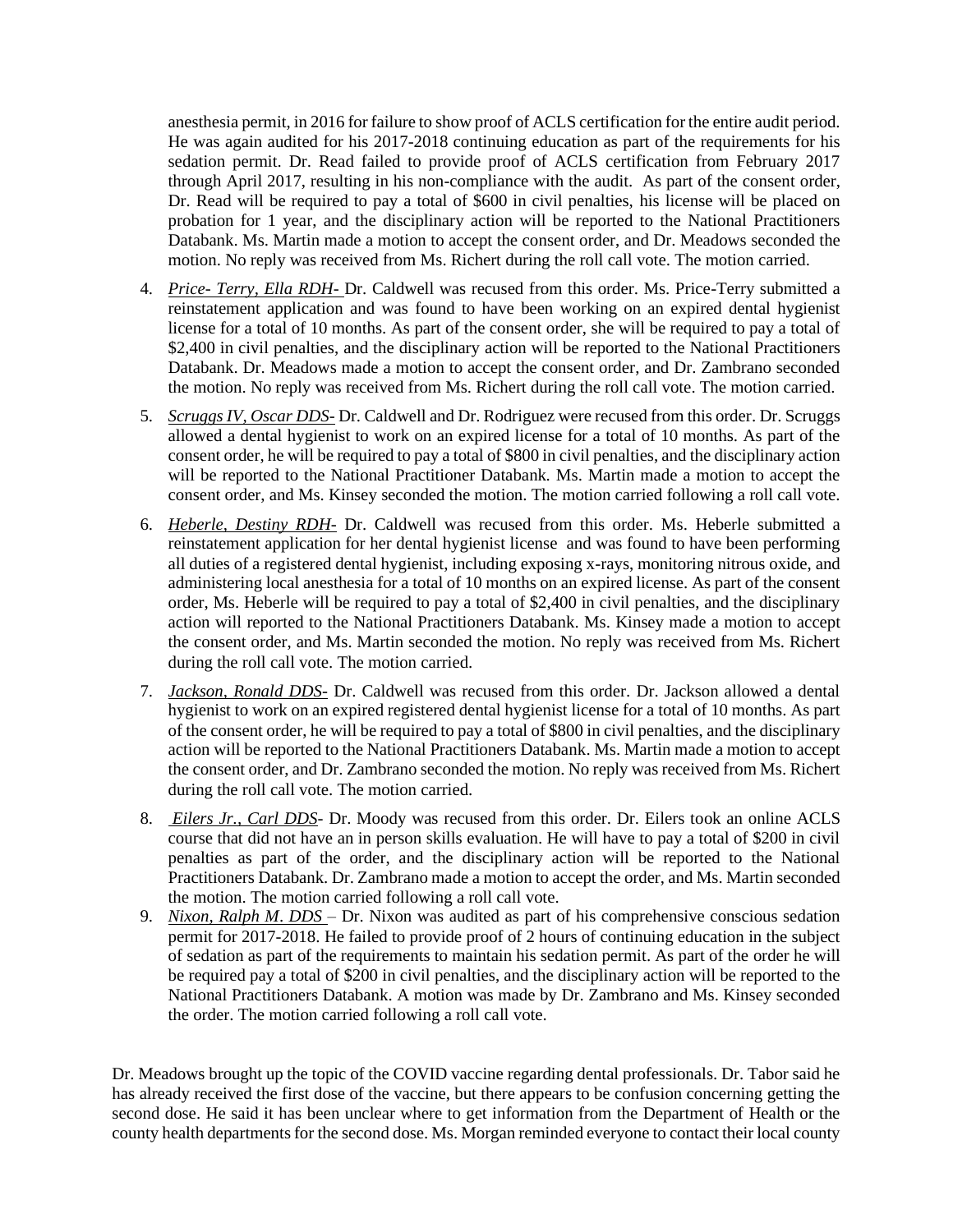anesthesia permit, in 2016 for failure to show proof of ACLS certification for the entire audit period. He was again audited for his 2017-2018 continuing education as part of the requirements for his sedation permit. Dr. Read failed to provide proof of ACLS certification from February 2017 through April 2017, resulting in his non-compliance with the audit. As part of the consent order, Dr. Read will be required to pay a total of $600 in civil penalties, his license will be placed on probation for 1 year, and the disciplinary action will be reported to the National Practitioners Databank. Ms. Martin made a motion to accept the consent order, and Dr. Meadows seconded the motion. No reply was received from Ms. Richert during the roll call vote. The motion carried.

4. ***Price- Terry, Ella RDH-*** Dr. Caldwell was recused from this order. Ms. Price-Terry submitted a reinstatement application and was found to have been working on an expired dental hygienist license for a total of 10 months. As part of the consent order, she will be required to pay a total of $2,400 in civil penalties, and the disciplinary action will be reported to the National Practitioners Databank. Dr. Meadows made a motion to accept the consent order, and Dr. Zambrano seconded the motion. No reply was received from Ms. Richert during the roll call vote. The motion carried.

5. ***Scruggs IV, Oscar DDS-*** Dr. Caldwell and Dr. Rodriguez were recused from this order. Dr. Scruggs allowed a dental hygienist to work on an expired license for a total of 10 months. As part of the consent order, he will be required to pay a total of $800 in civil penalties, and the disciplinary action will be reported to the National Practitioner Databank. Ms. Martin made a motion to accept the consent order, and Ms. Kinsey seconded the motion. The motion carried following a roll call vote.

6. ***Heberle, Destiny RDH-*** Dr. Caldwell was recused from this order. Ms. Heberle submitted a reinstatement application for her dental hygienist license and was found to have been performing all duties of a registered dental hygienist, including exposing x-rays, monitoring nitrous oxide, and administering local anesthesia for a total of 10 months on an expired license. As part of the consent order, Ms. Heberle will be required to pay a total of $2,400 in civil penalties, and the disciplinary action will reported to the National Practitioners Databank. Ms. Kinsey made a motion to accept the consent order, and Ms. Martin seconded the motion. No reply was received from Ms. Richert during the roll call vote. The motion carried.

7. ***Jackson, Ronald DDS-*** Dr. Caldwell was recused from this order. Dr. Jackson allowed a dental hygienist to work on an expired registered dental hygienist license for a total of 10 months. As part of the consent order, he will be required to pay a total of $800 in civil penalties, and the disciplinary action will be reported to the National Practitioners Databank. Ms. Martin made a motion to accept the consent order, and Dr. Zambrano seconded the motion. No reply was received from Ms. Richert during the roll call vote. The motion carried.

8. ***Eilers Jr., Carl DDS***- Dr. Moody was recused from this order. Dr. Eilers took an online ACLS course that did not have an in person skills evaluation. He will have to pay a total of $200 in civil penalties as part of the order, and the disciplinary action will be reported to the National Practitioners Databank. Dr. Zambrano made a motion to accept the order, and Ms. Martin seconded the motion. The motion carried following a roll call vote.

9. ***Nixon, Ralph M. DDS*** – Dr. Nixon was audited as part of his comprehensive conscious sedation permit for 2017-2018. He failed to provide proof of 2 hours of continuing education in the subject of sedation as part of the requirements to maintain his sedation permit. As part of the order he will be required pay a total of $200 in civil penalties, and the disciplinary action will be reported to the National Practitioners Databank. A motion was made by Dr. Zambrano and Ms. Kinsey seconded the order. The motion carried following a roll call vote.

Dr. Meadows brought up the topic of the COVID vaccine regarding dental professionals. Dr. Tabor said he has already received the first dose of the vaccine, but there appears to be confusion concerning getting the second dose. He said it has been unclear where to get information from the Department of Health or the county health departments for the second dose. Ms. Morgan reminded everyone to contact their local county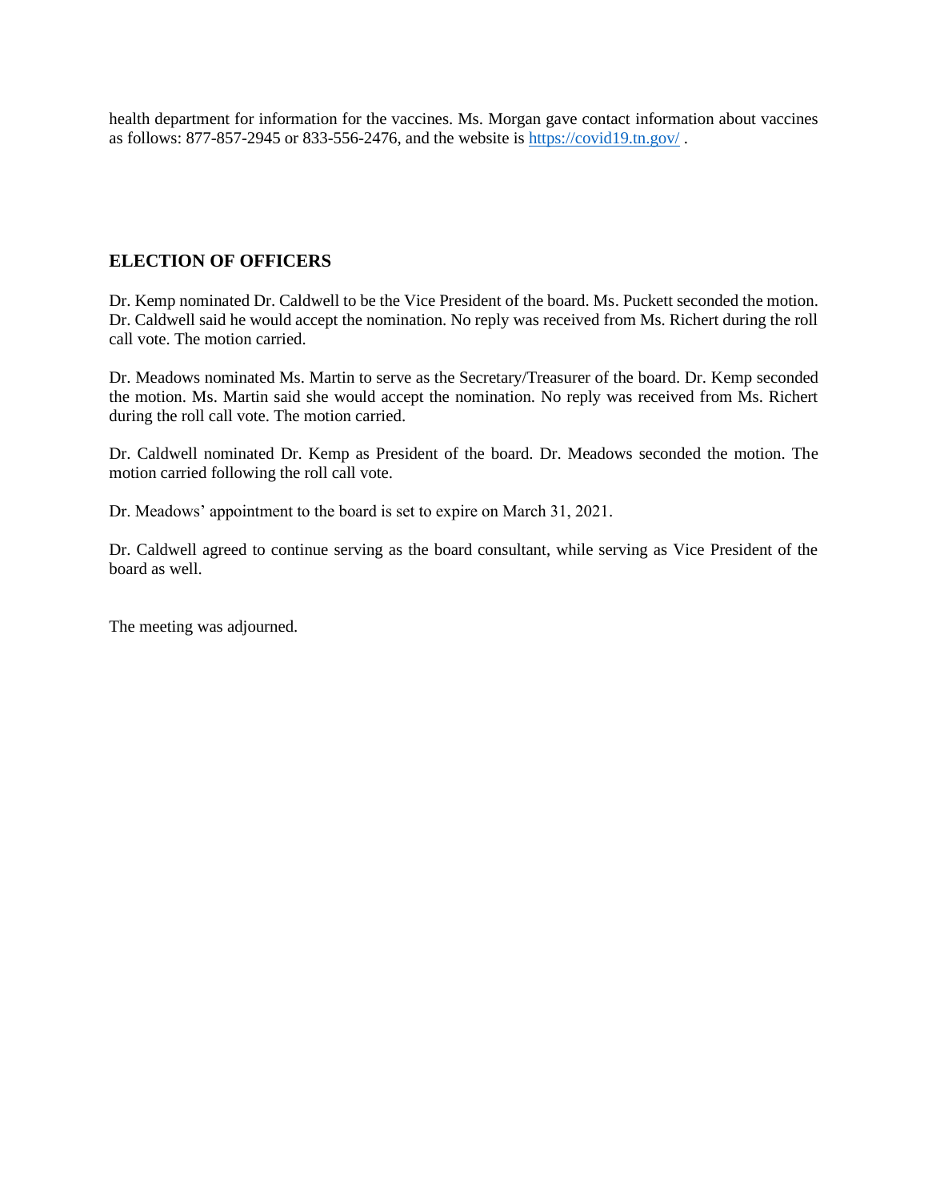health department for information for the vaccines. Ms. Morgan gave contact information about vaccines as follows: 877-857-2945 or 833-556-2476, and the website is https://covid19.tn.gov/ .

## ELECTION OF OFFICERS

Dr. Kemp nominated Dr. Caldwell to be the Vice President of the board. Ms. Puckett seconded the motion. Dr. Caldwell said he would accept the nomination. No reply was received from Ms. Richert during the roll call vote. The motion carried.

Dr. Meadows nominated Ms. Martin to serve as the Secretary/Treasurer of the board. Dr. Kemp seconded the motion. Ms. Martin said she would accept the nomination. No reply was received from Ms. Richert during the roll call vote. The motion carried.

Dr. Caldwell nominated Dr. Kemp as President of the board. Dr. Meadows seconded the motion. The motion carried following the roll call vote.

Dr. Meadows' appointment to the board is set to expire on March 31, 2021.

Dr. Caldwell agreed to continue serving as the board consultant, while serving as Vice President of the board as well.

The meeting was adjourned.